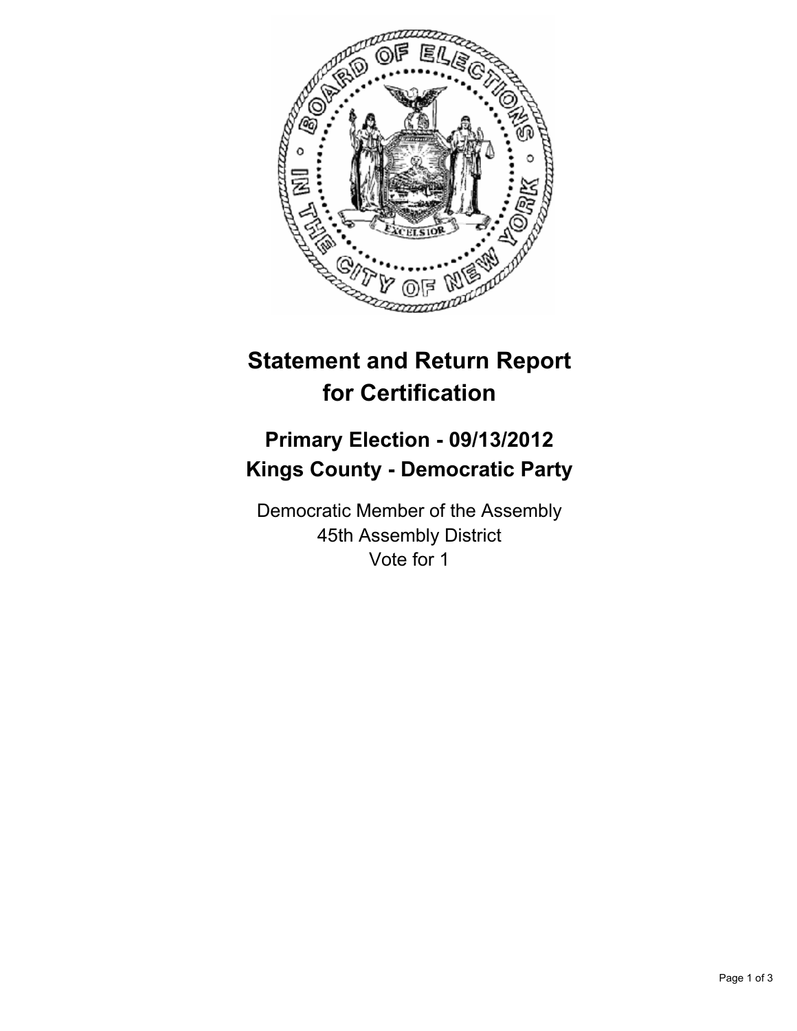# Statement and Return Report for Certification

## Primary Election - 09/13/2012
## Kings County - Democratic Party

Democratic Member of the Assembly
45th Assembly District
Vote for 1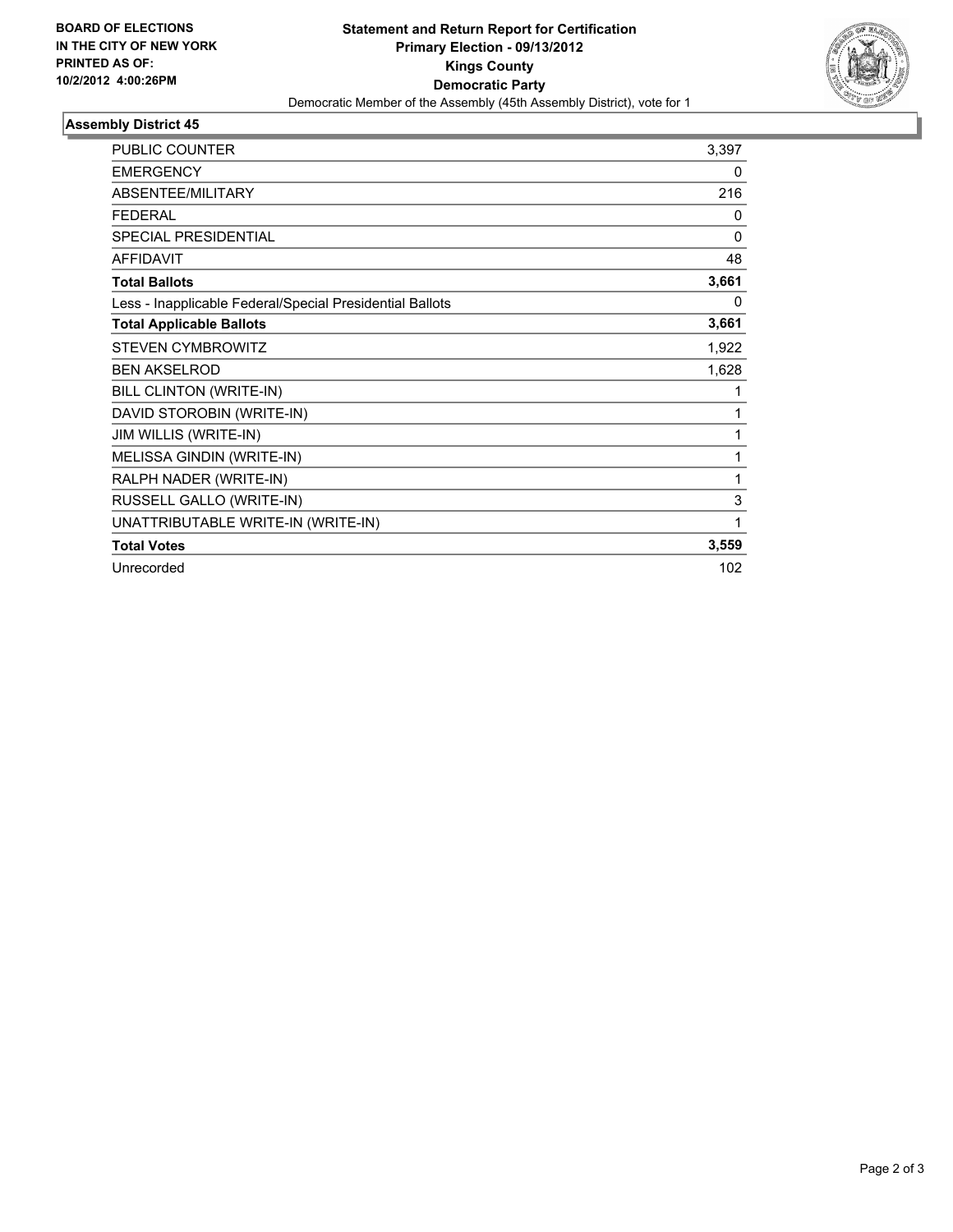**BOARD OF ELECTIONS IN THE CITY OF NEW YORK PRINTED AS OF: 10/2/2012 4:00:26PM**

**Statement and Return Report for Certification**
**Primary Election - 09/13/2012**
**Kings County**
**Democratic Party**
Democratic Member of the Assembly (45th Assembly District), vote for 1

### Assembly District 45

| | |
|---|---|
| PUBLIC COUNTER | 3,397 |
| EMERGENCY | 0 |
| ABSENTEE/MILITARY | 216 |
| FEDERAL | 0 |
| SPECIAL PRESIDENTIAL | 0 |
| AFFIDAVIT | 48 |
| **Total Ballots** | **3,661** |
| Less - Inapplicable Federal/Special Presidential Ballots | 0 |
| **Total Applicable Ballots** | **3,661** |
| STEVEN CYMBROWITZ | 1,922 |
| BEN AKSELROD | 1,628 |
| BILL CLINTON (WRITE-IN) | 1 |
| DAVID STOROBIN (WRITE-IN) | 1 |
| JIM WILLIS (WRITE-IN) | 1 |
| MELISSA GINDIN (WRITE-IN) | 1 |
| RALPH NADER (WRITE-IN) | 1 |
| RUSSELL GALLO (WRITE-IN) | 3 |
| UNATTRIBUTABLE WRITE-IN (WRITE-IN) | 1 |
| **Total Votes** | **3,559** |
| Unrecorded | 102 |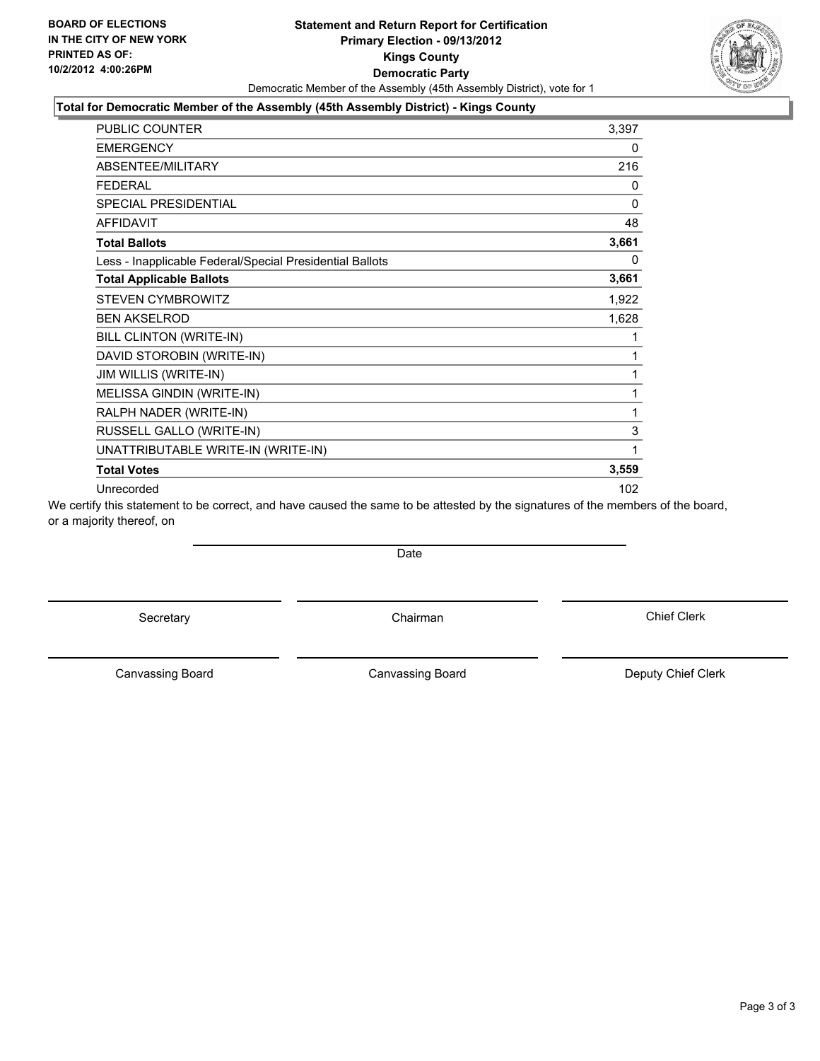**BOARD OF ELECTIONS IN THE CITY OF NEW YORK PRINTED AS OF: 10/2/2012 4:00:26PM**

**Statement and Return Report for Certification Primary Election - 09/13/2012 Kings County Democratic Party**

Democratic Member of the Assembly (45th Assembly District), vote for 1

**Total for Democratic Member of the Assembly (45th Assembly District) - Kings County**

| | |
|---|---|
| PUBLIC COUNTER | 3,397 |
| EMERGENCY | 0 |
| ABSENTEE/MILITARY | 216 |
| FEDERAL | 0 |
| SPECIAL PRESIDENTIAL | 0 |
| AFFIDAVIT | 48 |
| **Total Ballots** | **3,661** |
| Less - Inapplicable Federal/Special Presidential Ballots | 0 |
| **Total Applicable Ballots** | **3,661** |
| STEVEN CYMBROWITZ | 1,922 |
| BEN AKSELROD | 1,628 |
| BILL CLINTON (WRITE-IN) | 1 |
| DAVID STOROBIN (WRITE-IN) | 1 |
| JIM WILLIS (WRITE-IN) | 1 |
| MELISSA GINDIN (WRITE-IN) | 1 |
| RALPH NADER (WRITE-IN) | 1 |
| RUSSELL GALLO (WRITE-IN) | 3 |
| UNATTRIBUTABLE WRITE-IN (WRITE-IN) | 1 |
| **Total Votes** | **3,559** |
| Unrecorded | 102 |

We certify this statement to be correct, and have caused the same to be attested by the signatures of the members of the board, or a majority thereof, on

Date

Secretary | Chairman | Chief Clerk

Canvassing Board | Canvassing Board | Deputy Chief Clerk